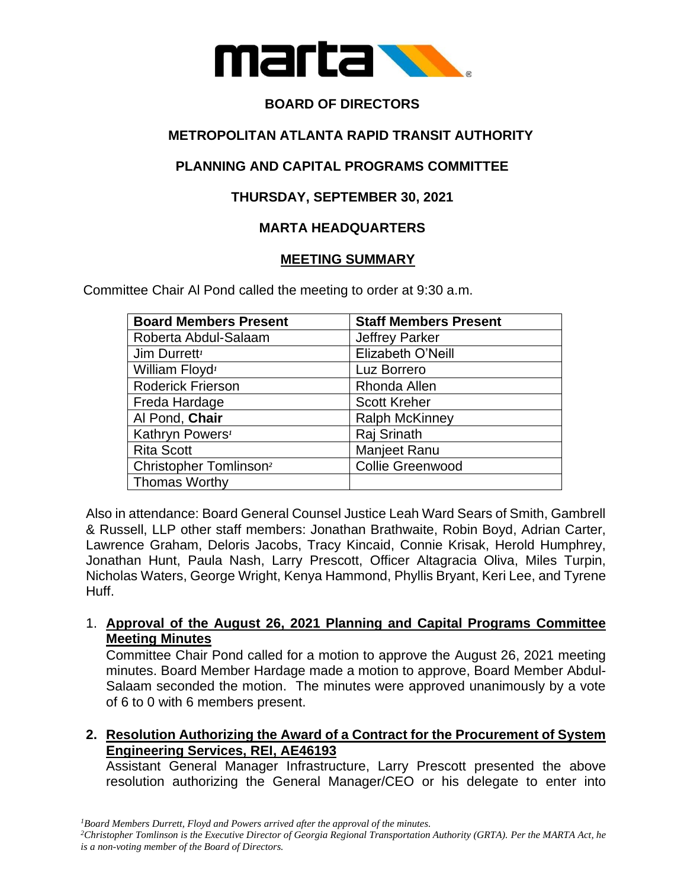# BOARD OF DIRECTORS

## METROPOLITAN ATLANTA RAPID TRANSIT AUTHORITY

## PLANNING AND CAPITAL PROGRAMS COMMITTEE

## THURSDAY, SEPTEMBER 30, 2021

## MARTA HEADQUARTERS

## MEETING SUMMARY

Committee Chair Al Pond called the meeting to order at 9:30 a.m.

| Board Members Present | Staff Members Present |
|---|---|
| Roberta Abdul-Salaam | Jeffrey Parker |
| Jim Durrett[1] | Elizabeth O'Neill |
| William Floyd[1] | Luz Borrero |
| Roderick Frierson | Rhonda Allen |
| Freda Hardage | Scott Kreher |
| Al Pond, **Chair** | Ralph McKinney |
| Kathryn Powers[1] | Raj Srinath |
| Rita Scott | Manjeet Ranu |
| Christopher Tomlinson[2] | Collie Greenwood |
| Thomas Worthy | |

Also in attendance: Board General Counsel Justice Leah Ward Sears of Smith, Gambrell & Russell, LLP other staff members: Jonathan Brathwaite, Robin Boyd, Adrian Carter, Lawrence Graham, Deloris Jacobs, Tracy Kincaid, Connie Krisak, Herold Humphrey, Jonathan Hunt, Paula Nash, Larry Prescott, Officer Altagracia Oliva, Miles Turpin, Nicholas Waters, George Wright, Kenya Hammond, Phyllis Bryant, Keri Lee, and Tyrene Huff.

1. **Approval of the August 26, 2021 Planning and Capital Programs Committee Meeting Minutes**

   Committee Chair Pond called for a motion to approve the August 26, 2021 meeting minutes. Board Member Hardage made a motion to approve, Board Member Abdul-Salaam seconded the motion. The minutes were approved unanimously by a vote of 6 to 0 with 6 members present.

2. **Resolution Authorizing the Award of a Contract for the Procurement of System Engineering Services, REI, AE46193**

   Assistant General Manager Infrastructure, Larry Prescott presented the above resolution authorizing the General Manager/CEO or his delegate to enter into

*[1]Board Members Durrett, Floyd and Powers arrived after the approval of the minutes.*

*[2]Christopher Tomlinson is the Executive Director of Georgia Regional Transportation Authority (GRTA). Per the MARTA Act, he is a non-voting member of the Board of Directors.*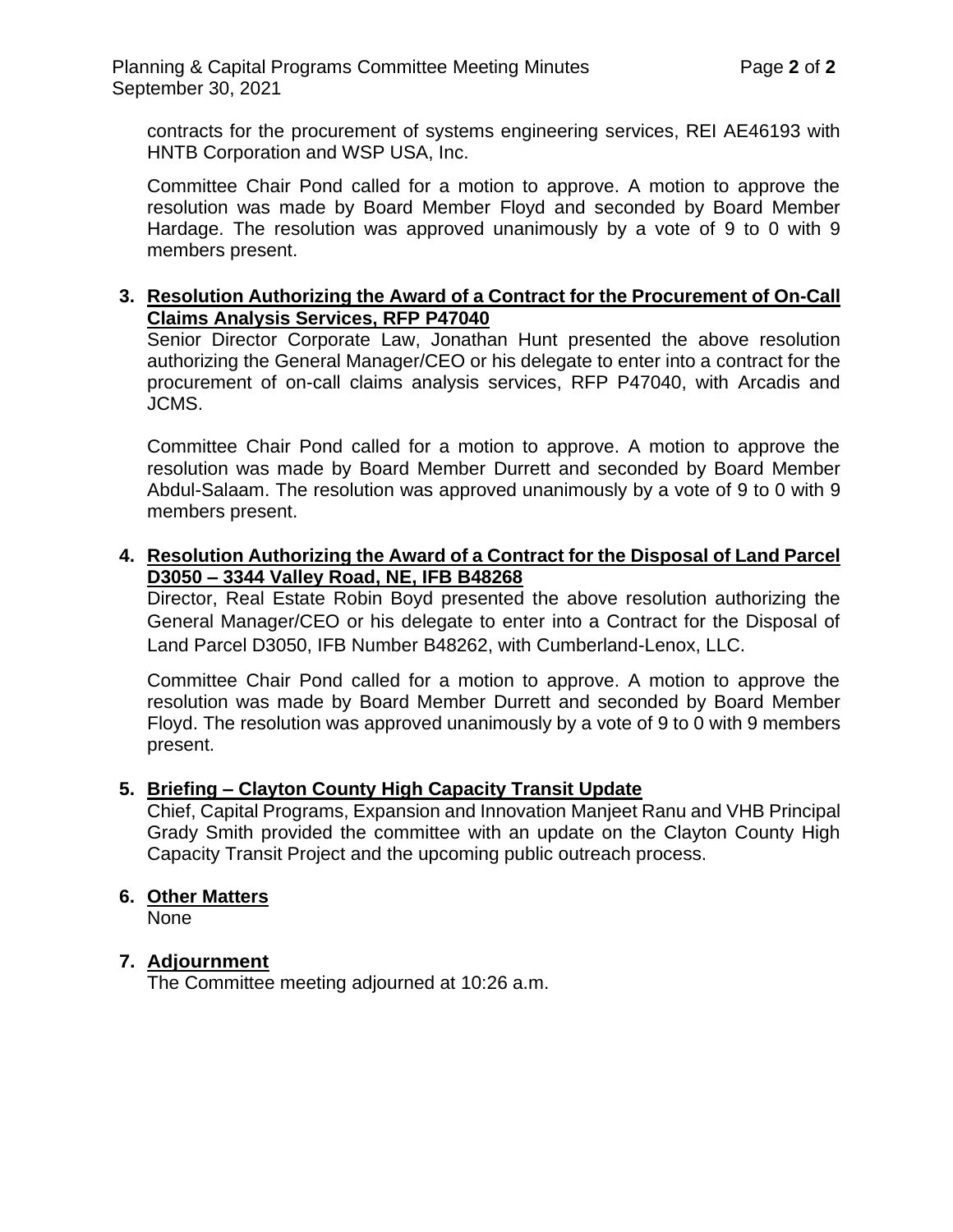contracts for the procurement of systems engineering services, REI AE46193 with HNTB Corporation and WSP USA, Inc.

Committee Chair Pond called for a motion to approve. A motion to approve the resolution was made by Board Member Floyd and seconded by Board Member Hardage. The resolution was approved unanimously by a vote of 9 to 0 with 9 members present.

3. **Resolution Authorizing the Award of a Contract for the Procurement of On-Call Claims Analysis Services, RFP P47040**

   Senior Director Corporate Law, Jonathan Hunt presented the above resolution authorizing the General Manager/CEO or his delegate to enter into a contract for the procurement of on-call claims analysis services, RFP P47040, with Arcadis and JCMS.

   Committee Chair Pond called for a motion to approve. A motion to approve the resolution was made by Board Member Durrett and seconded by Board Member Abdul-Salaam. The resolution was approved unanimously by a vote of 9 to 0 with 9 members present.

4. **Resolution Authorizing the Award of a Contract for the Disposal of Land Parcel D3050 – 3344 Valley Road, NE, IFB B48268**

   Director, Real Estate Robin Boyd presented the above resolution authorizing the General Manager/CEO or his delegate to enter into a Contract for the Disposal of Land Parcel D3050, IFB Number B48262, with Cumberland-Lenox, LLC.

   Committee Chair Pond called for a motion to approve. A motion to approve the resolution was made by Board Member Durrett and seconded by Board Member Floyd. The resolution was approved unanimously by a vote of 9 to 0 with 9 members present.

5. **Briefing – Clayton County High Capacity Transit Update**

   Chief, Capital Programs, Expansion and Innovation Manjeet Ranu and VHB Principal Grady Smith provided the committee with an update on the Clayton County High Capacity Transit Project and the upcoming public outreach process.

6. **Other Matters**

   None

7. **Adjournment**

   The Committee meeting adjourned at 10:26 a.m.